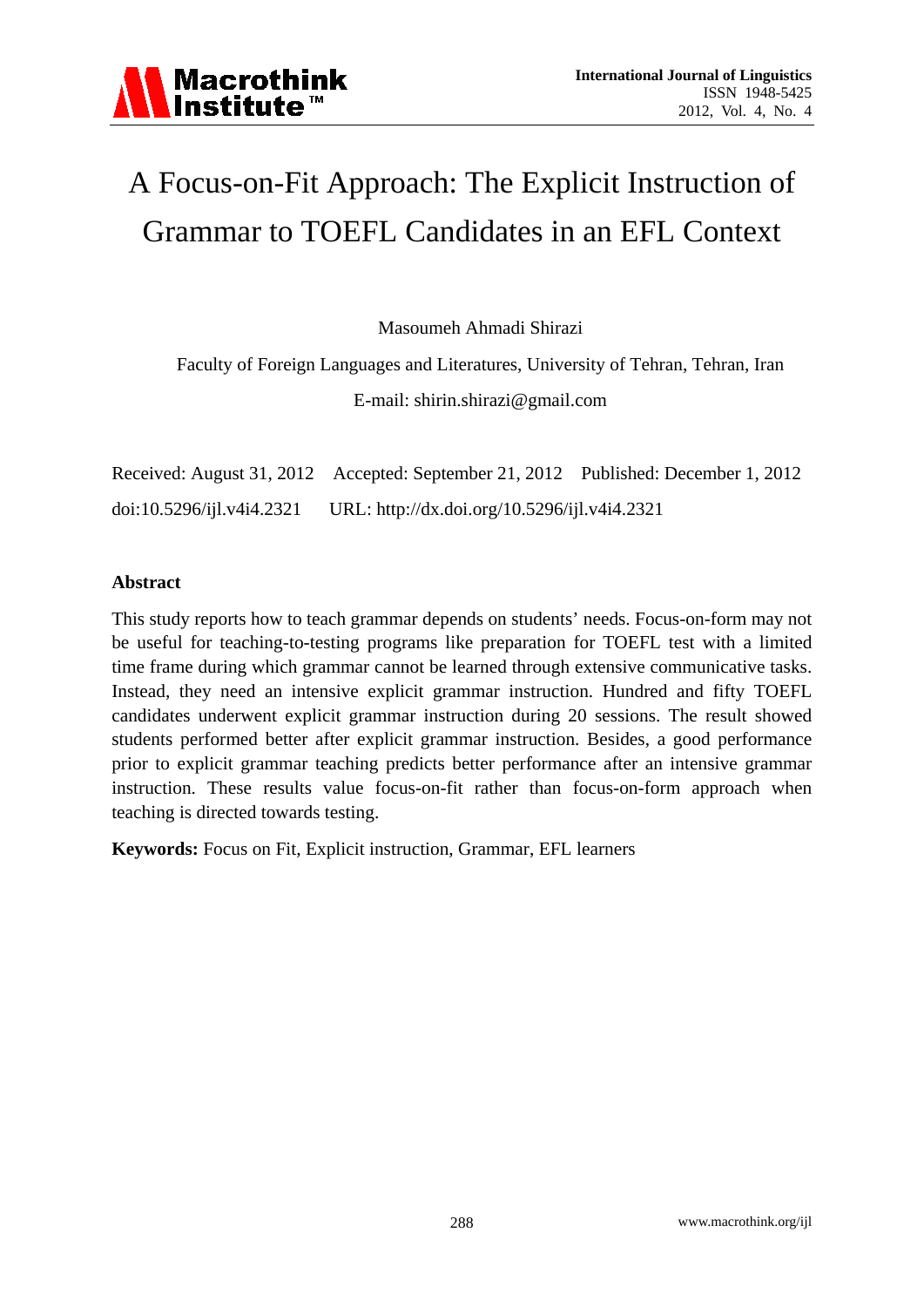# A Focus-on-Fit Approach: The Explicit Instruction of Grammar to TOEFL Candidates in an EFL Context

Masoumeh Ahmadi Shirazi

Faculty of Foreign Languages and Literatures, University of Tehran, Tehran, Iran

E-mail: shirin.shirazi@gmail.com

Received: August 31, 2012    Accepted: September 21, 2012    Published: December 1, 2012

doi:10.5296/ijl.v4i4.2321    URL: http://dx.doi.org/10.5296/ijl.v4i4.2321

## Abstract

This study reports how to teach grammar depends on students' needs. Focus-on-form may not be useful for teaching-to-testing programs like preparation for TOEFL test with a limited time frame during which grammar cannot be learned through extensive communicative tasks. Instead, they need an intensive explicit grammar instruction. Hundred and fifty TOEFL candidates underwent explicit grammar instruction during 20 sessions. The result showed students performed better after explicit grammar instruction. Besides, a good performance prior to explicit grammar teaching predicts better performance after an intensive grammar instruction. These results value focus-on-fit rather than focus-on-form approach when teaching is directed towards testing.

**Keywords:** Focus on Fit, Explicit instruction, Grammar, EFL learners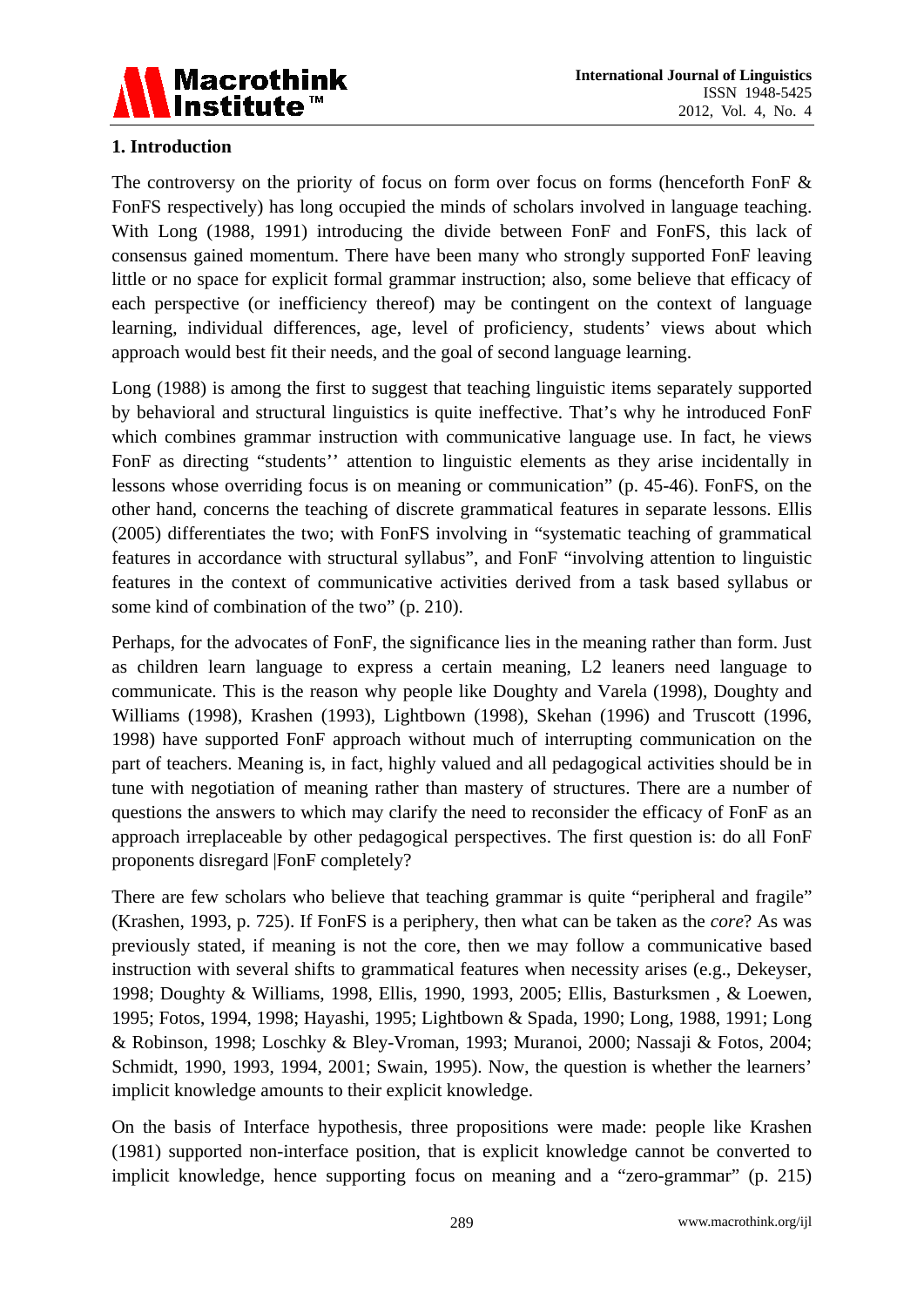## 1. Introduction

The controversy on the priority of focus on form over focus on forms (henceforth FonF & FonFS respectively) has long occupied the minds of scholars involved in language teaching. With Long (1988, 1991) introducing the divide between FonF and FonFS, this lack of consensus gained momentum. There have been many who strongly supported FonF leaving little or no space for explicit formal grammar instruction; also, some believe that efficacy of each perspective (or inefficiency thereof) may be contingent on the context of language learning, individual differences, age, level of proficiency, students' views about which approach would best fit their needs, and the goal of second language learning.

Long (1988) is among the first to suggest that teaching linguistic items separately supported by behavioral and structural linguistics is quite ineffective. That's why he introduced FonF which combines grammar instruction with communicative language use. In fact, he views FonF as directing "students'' attention to linguistic elements as they arise incidentally in lessons whose overriding focus is on meaning or communication" (p. 45-46). FonFS, on the other hand, concerns the teaching of discrete grammatical features in separate lessons. Ellis (2005) differentiates the two; with FonFS involving in "systematic teaching of grammatical features in accordance with structural syllabus", and FonF "involving attention to linguistic features in the context of communicative activities derived from a task based syllabus or some kind of combination of the two" (p. 210).

Perhaps, for the advocates of FonF, the significance lies in the meaning rather than form. Just as children learn language to express a certain meaning, L2 leaners need language to communicate. This is the reason why people like Doughty and Varela (1998), Doughty and Williams (1998), Krashen (1993), Lightbown (1998), Skehan (1996) and Truscott (1996, 1998) have supported FonF approach without much of interrupting communication on the part of teachers. Meaning is, in fact, highly valued and all pedagogical activities should be in tune with negotiation of meaning rather than mastery of structures. There are a number of questions the answers to which may clarify the need to reconsider the efficacy of FonF as an approach irreplaceable by other pedagogical perspectives. The first question is: do all FonF proponents disregard |FonF completely?

There are few scholars who believe that teaching grammar is quite "peripheral and fragile" (Krashen, 1993, p. 725). If FonFS is a periphery, then what can be taken as the *core*? As was previously stated, if meaning is not the core, then we may follow a communicative based instruction with several shifts to grammatical features when necessity arises (e.g., Dekeyser, 1998; Doughty & Williams, 1998, Ellis, 1990, 1993, 2005; Ellis, Basturksmen , & Loewen, 1995; Fotos, 1994, 1998; Hayashi, 1995; Lightbown & Spada, 1990; Long, 1988, 1991; Long & Robinson, 1998; Loschky & Bley-Vroman, 1993; Muranoi, 2000; Nassaji & Fotos, 2004; Schmidt, 1990, 1993, 1994, 2001; Swain, 1995). Now, the question is whether the learners' implicit knowledge amounts to their explicit knowledge.

On the basis of Interface hypothesis, three propositions were made: people like Krashen (1981) supported non-interface position, that is explicit knowledge cannot be converted to implicit knowledge, hence supporting focus on meaning and a "zero-grammar" (p. 215)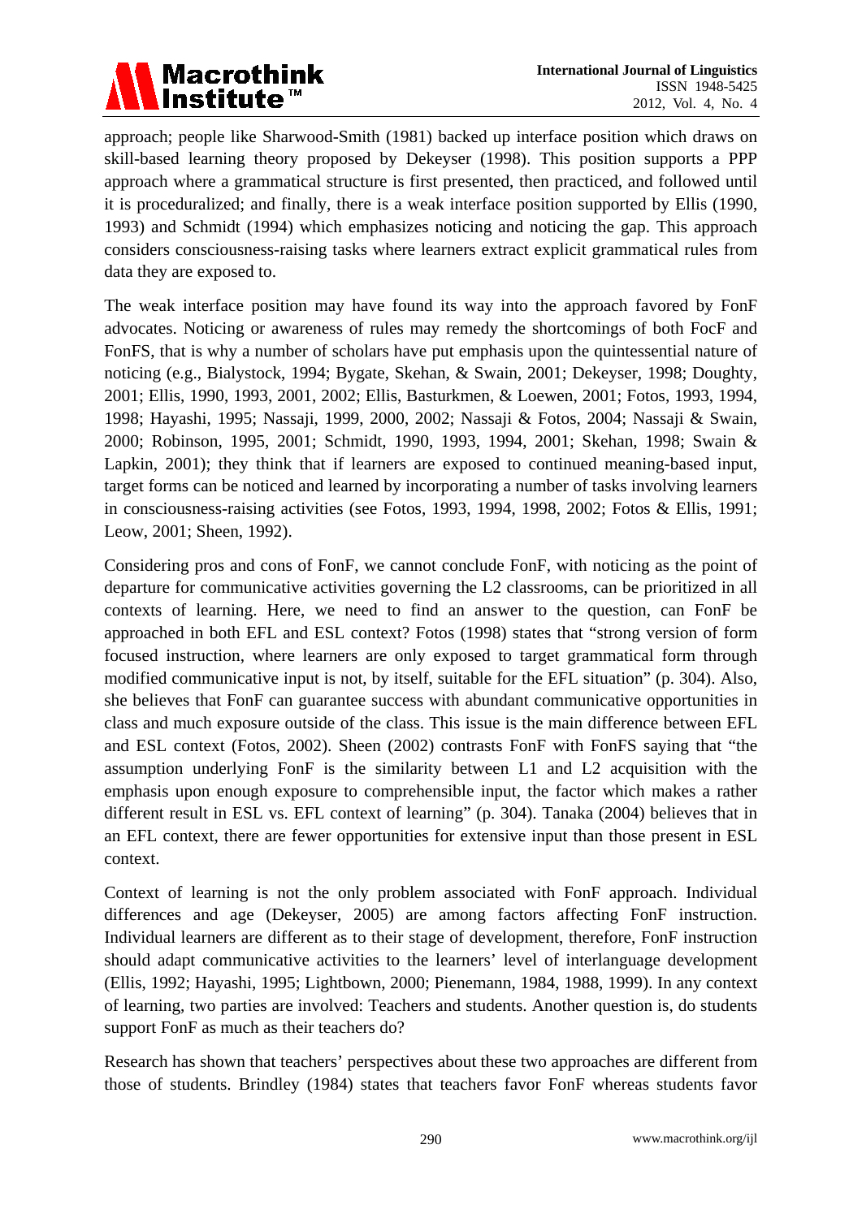approach; people like Sharwood-Smith (1981) backed up interface position which draws on skill-based learning theory proposed by Dekeyser (1998). This position supports a PPP approach where a grammatical structure is first presented, then practiced, and followed until it is proceduralized; and finally, there is a weak interface position supported by Ellis (1990, 1993) and Schmidt (1994) which emphasizes noticing and noticing the gap. This approach considers consciousness-raising tasks where learners extract explicit grammatical rules from data they are exposed to.

The weak interface position may have found its way into the approach favored by FonF advocates. Noticing or awareness of rules may remedy the shortcomings of both FocF and FonFS, that is why a number of scholars have put emphasis upon the quintessential nature of noticing (e.g., Bialystock, 1994; Bygate, Skehan, & Swain, 2001; Dekeyser, 1998; Doughty, 2001; Ellis, 1990, 1993, 2001, 2002; Ellis, Basturkmen, & Loewen, 2001; Fotos, 1993, 1994, 1998; Hayashi, 1995; Nassaji, 1999, 2000, 2002; Nassaji & Fotos, 2004; Nassaji & Swain, 2000; Robinson, 1995, 2001; Schmidt, 1990, 1993, 1994, 2001; Skehan, 1998; Swain & Lapkin, 2001); they think that if learners are exposed to continued meaning-based input, target forms can be noticed and learned by incorporating a number of tasks involving learners in consciousness-raising activities (see Fotos, 1993, 1994, 1998, 2002; Fotos & Ellis, 1991; Leow, 2001; Sheen, 1992).

Considering pros and cons of FonF, we cannot conclude FonF, with noticing as the point of departure for communicative activities governing the L2 classrooms, can be prioritized in all contexts of learning. Here, we need to find an answer to the question, can FonF be approached in both EFL and ESL context? Fotos (1998) states that "strong version of form focused instruction, where learners are only exposed to target grammatical form through modified communicative input is not, by itself, suitable for the EFL situation" (p. 304). Also, she believes that FonF can guarantee success with abundant communicative opportunities in class and much exposure outside of the class. This issue is the main difference between EFL and ESL context (Fotos, 2002). Sheen (2002) contrasts FonF with FonFS saying that "the assumption underlying FonF is the similarity between L1 and L2 acquisition with the emphasis upon enough exposure to comprehensible input, the factor which makes a rather different result in ESL vs. EFL context of learning" (p. 304). Tanaka (2004) believes that in an EFL context, there are fewer opportunities for extensive input than those present in ESL context.

Context of learning is not the only problem associated with FonF approach. Individual differences and age (Dekeyser, 2005) are among factors affecting FonF instruction. Individual learners are different as to their stage of development, therefore, FonF instruction should adapt communicative activities to the learners' level of interlanguage development (Ellis, 1992; Hayashi, 1995; Lightbown, 2000; Pienemann, 1984, 1988, 1999). In any context of learning, two parties are involved: Teachers and students. Another question is, do students support FonF as much as their teachers do?

Research has shown that teachers' perspectives about these two approaches are different from those of students. Brindley (1984) states that teachers favor FonF whereas students favor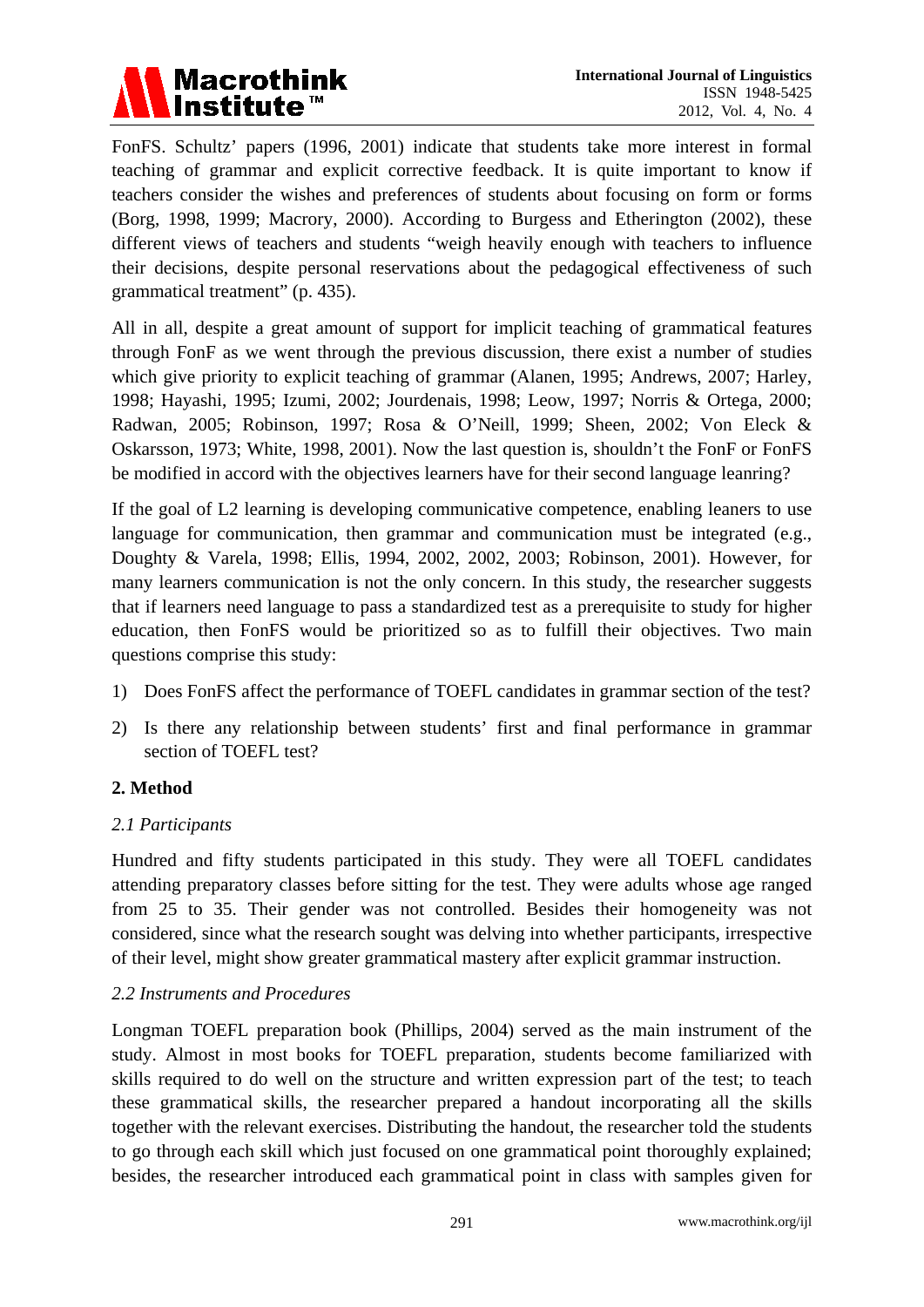FonFS. Schultz' papers (1996, 2001) indicate that students take more interest in formal teaching of grammar and explicit corrective feedback. It is quite important to know if teachers consider the wishes and preferences of students about focusing on form or forms (Borg, 1998, 1999; Macrory, 2000). According to Burgess and Etherington (2002), these different views of teachers and students "weigh heavily enough with teachers to influence their decisions, despite personal reservations about the pedagogical effectiveness of such grammatical treatment" (p. 435).

All in all, despite a great amount of support for implicit teaching of grammatical features through FonF as we went through the previous discussion, there exist a number of studies which give priority to explicit teaching of grammar (Alanen, 1995; Andrews, 2007; Harley, 1998; Hayashi, 1995; Izumi, 2002; Jourdenais, 1998; Leow, 1997; Norris & Ortega, 2000; Radwan, 2005; Robinson, 1997; Rosa & O'Neill, 1999; Sheen, 2002; Von Eleck & Oskarsson, 1973; White, 1998, 2001). Now the last question is, shouldn't the FonF or FonFS be modified in accord with the objectives learners have for their second language leanring?

If the goal of L2 learning is developing communicative competence, enabling leaners to use language for communication, then grammar and communication must be integrated (e.g., Doughty & Varela, 1998; Ellis, 1994, 2002, 2002, 2003; Robinson, 2001). However, for many learners communication is not the only concern. In this study, the researcher suggests that if learners need language to pass a standardized test as a prerequisite to study for higher education, then FonFS would be prioritized so as to fulfill their objectives. Two main questions comprise this study:

1) Does FonFS affect the performance of TOEFL candidates in grammar section of the test?

2) Is there any relationship between students' first and final performance in grammar section of TOEFL test?

## 2. Method

### *2.1 Participants*

Hundred and fifty students participated in this study. They were all TOEFL candidates attending preparatory classes before sitting for the test. They were adults whose age ranged from 25 to 35. Their gender was not controlled. Besides their homogeneity was not considered, since what the research sought was delving into whether participants, irrespective of their level, might show greater grammatical mastery after explicit grammar instruction.

### *2.2 Instruments and Procedures*

Longman TOEFL preparation book (Phillips, 2004) served as the main instrument of the study. Almost in most books for TOEFL preparation, students become familiarized with skills required to do well on the structure and written expression part of the test; to teach these grammatical skills, the researcher prepared a handout incorporating all the skills together with the relevant exercises. Distributing the handout, the researcher told the students to go through each skill which just focused on one grammatical point thoroughly explained; besides, the researcher introduced each grammatical point in class with samples given for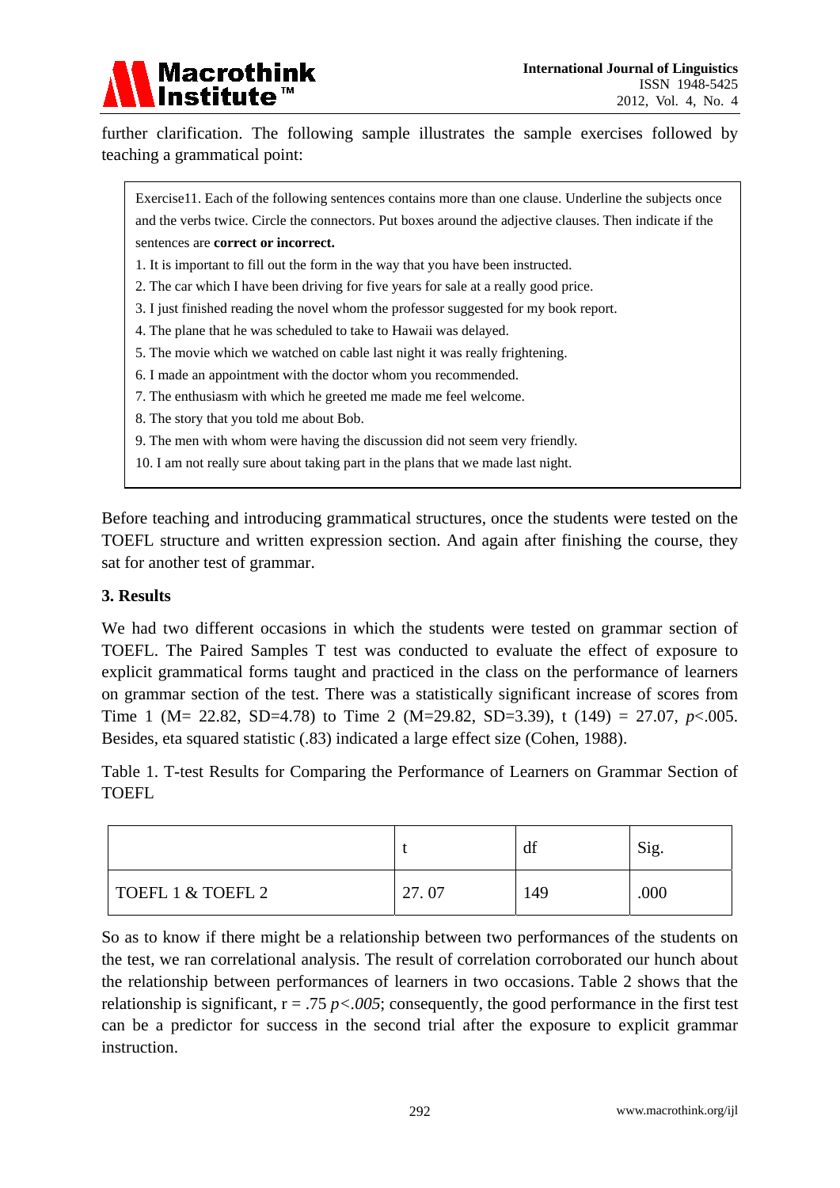further clarification. The following sample illustrates the sample exercises followed by teaching a grammatical point:

> Exercise11. Each of the following sentences contains more than one clause. Underline the subjects once and the verbs twice. Circle the connectors. Put boxes around the adjective clauses. Then indicate if the sentences are **correct or incorrect.**
>
> 1. It is important to fill out the form in the way that you have been instructed.
> 2. The car which I have been driving for five years for sale at a really good price.
> 3. I just finished reading the novel whom the professor suggested for my book report.
> 4. The plane that he was scheduled to take to Hawaii was delayed.
> 5. The movie which we watched on cable last night it was really frightening.
> 6. I made an appointment with the doctor whom you recommended.
> 7. The enthusiasm with which he greeted me made me feel welcome.
> 8. The story that you told me about Bob.
> 9. The men with whom were having the discussion did not seem very friendly.
> 10. I am not really sure about taking part in the plans that we made last night.

Before teaching and introducing grammatical structures, once the students were tested on the TOEFL structure and written expression section. And again after finishing the course, they sat for another test of grammar.

## 3. Results

We had two different occasions in which the students were tested on grammar section of TOEFL. The Paired Samples T test was conducted to evaluate the effect of exposure to explicit grammatical forms taught and practiced in the class on the performance of learners on grammar section of the test. There was a statistically significant increase of scores from Time 1 (M= 22.82, SD=4.78) to Time 2 (M=29.82, SD=3.39), t (149) = 27.07, $p<.005$. Besides, eta squared statistic (.83) indicated a large effect size (Cohen, 1988).

Table 1. T-test Results for Comparing the Performance of Learners on Grammar Section of TOEFL

| | t | df | Sig. |
|---|---|---|---|
| TOEFL 1 & TOEFL 2 | 27. 07 | 149 | .000 |

So as to know if there might be a relationship between two performances of the students on the test, we ran correlational analysis. The result of correlation corroborated our hunch about the relationship between performances of learners in two occasions. Table 2 shows that the relationship is significant, r = .75 $p<.005$; consequently, the good performance in the first test can be a predictor for success in the second trial after the exposure to explicit grammar instruction.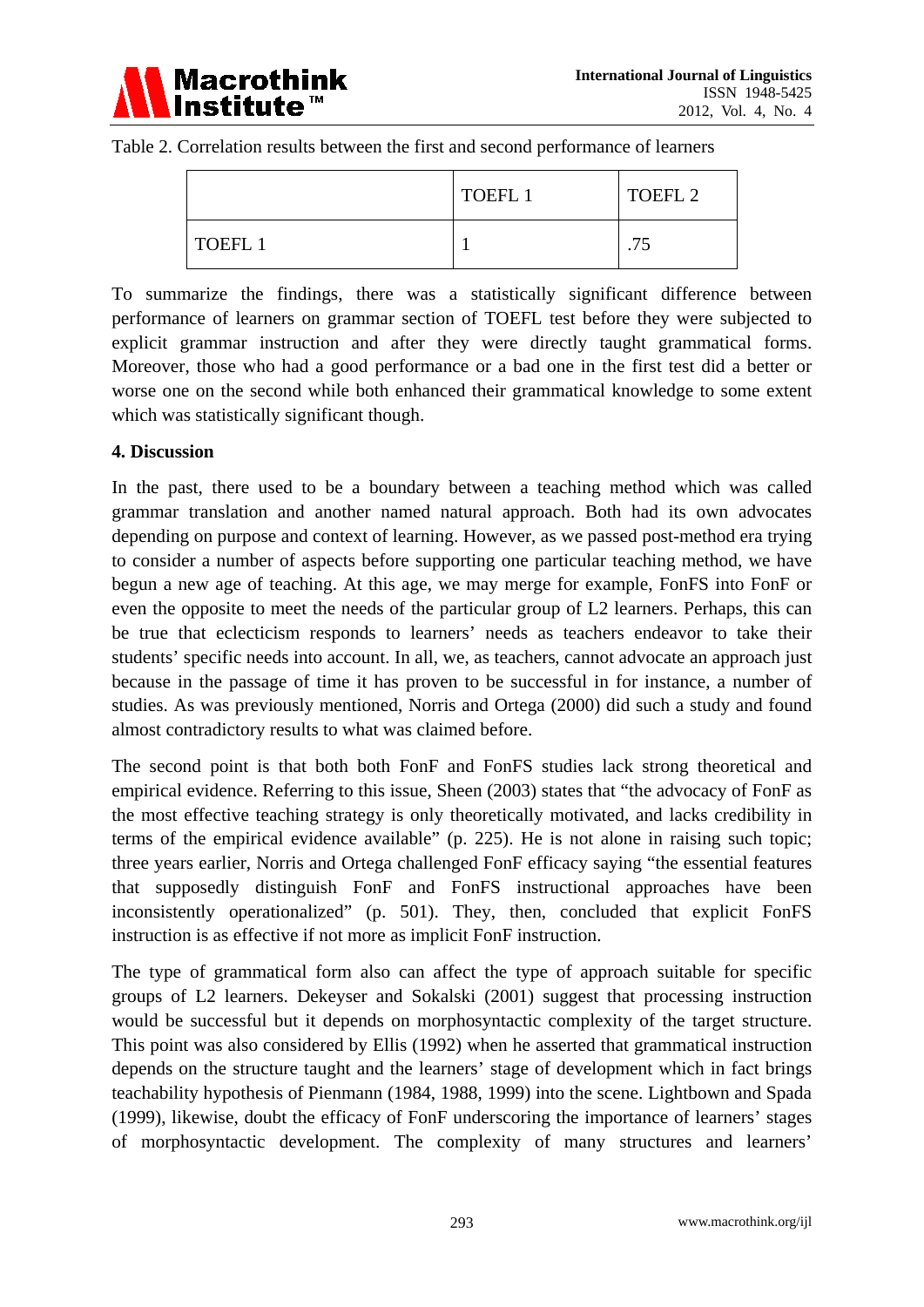Table 2. Correlation results between the first and second performance of learners

| | TOEFL 1 | TOEFL 2 |
|---|---|---|
| TOEFL 1 | 1 | .75 |

To summarize the findings, there was a statistically significant difference between performance of learners on grammar section of TOEFL test before they were subjected to explicit grammar instruction and after they were directly taught grammatical forms. Moreover, those who had a good performance or a bad one in the first test did a better or worse one on the second while both enhanced their grammatical knowledge to some extent which was statistically significant though.

## 4. Discussion

In the past, there used to be a boundary between a teaching method which was called grammar translation and another named natural approach. Both had its own advocates depending on purpose and context of learning. However, as we passed post-method era trying to consider a number of aspects before supporting one particular teaching method, we have begun a new age of teaching. At this age, we may merge for example, FonFS into FonF or even the opposite to meet the needs of the particular group of L2 learners. Perhaps, this can be true that eclecticism responds to learners' needs as teachers endeavor to take their students' specific needs into account. In all, we, as teachers, cannot advocate an approach just because in the passage of time it has proven to be successful in for instance, a number of studies. As was previously mentioned, Norris and Ortega (2000) did such a study and found almost contradictory results to what was claimed before.

The second point is that both both FonF and FonFS studies lack strong theoretical and empirical evidence. Referring to this issue, Sheen (2003) states that "the advocacy of FonF as the most effective teaching strategy is only theoretically motivated, and lacks credibility in terms of the empirical evidence available" (p. 225). He is not alone in raising such topic; three years earlier, Norris and Ortega challenged FonF efficacy saying "the essential features that supposedly distinguish FonF and FonFS instructional approaches have been inconsistently operationalized" (p. 501). They, then, concluded that explicit FonFS instruction is as effective if not more as implicit FonF instruction.

The type of grammatical form also can affect the type of approach suitable for specific groups of L2 learners. Dekeyser and Sokalski (2001) suggest that processing instruction would be successful but it depends on morphosyntactic complexity of the target structure. This point was also considered by Ellis (1992) when he asserted that grammatical instruction depends on the structure taught and the learners' stage of development which in fact brings teachability hypothesis of Pienmann (1984, 1988, 1999) into the scene. Lightbown and Spada (1999), likewise, doubt the efficacy of FonF underscoring the importance of learners' stages of morphosyntactic development. The complexity of many structures and learners'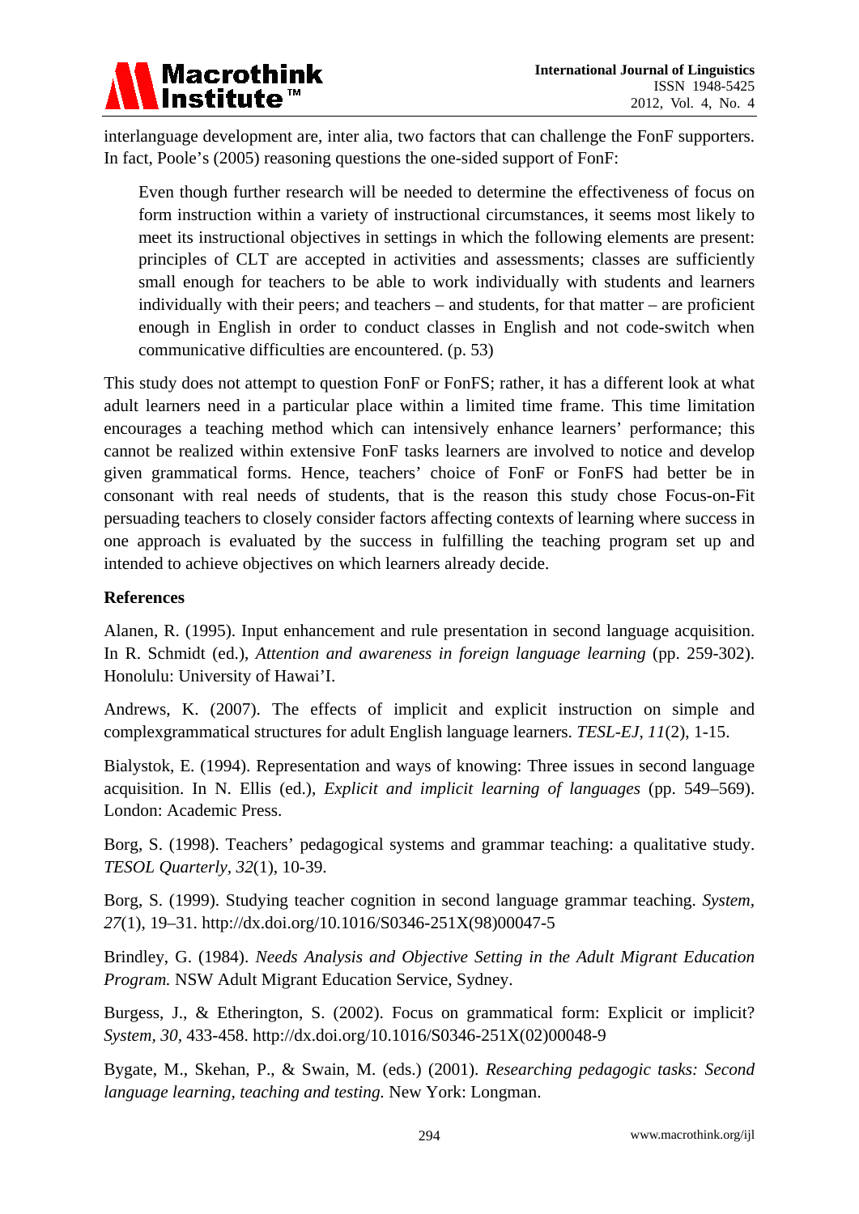interlanguage development are, inter alia, two factors that can challenge the FonF supporters. In fact, Poole's (2005) reasoning questions the one-sided support of FonF:

> Even though further research will be needed to determine the effectiveness of focus on form instruction within a variety of instructional circumstances, it seems most likely to meet its instructional objectives in settings in which the following elements are present: principles of CLT are accepted in activities and assessments; classes are sufficiently small enough for teachers to be able to work individually with students and learners individually with their peers; and teachers – and students, for that matter – are proficient enough in English in order to conduct classes in English and not code-switch when communicative difficulties are encountered. (p. 53)

This study does not attempt to question FonF or FonFS; rather, it has a different look at what adult learners need in a particular place within a limited time frame. This time limitation encourages a teaching method which can intensively enhance learners' performance; this cannot be realized within extensive FonF tasks learners are involved to notice and develop given grammatical forms. Hence, teachers' choice of FonF or FonFS had better be in consonant with real needs of students, that is the reason this study chose Focus-on-Fit persuading teachers to closely consider factors affecting contexts of learning where success in one approach is evaluated by the success in fulfilling the teaching program set up and intended to achieve objectives on which learners already decide.

## References

Alanen, R. (1995). Input enhancement and rule presentation in second language acquisition. In R. Schmidt (ed.), *Attention and awareness in foreign language learning* (pp. 259-302). Honolulu: University of Hawai'I.

Andrews, K. (2007). The effects of implicit and explicit instruction on simple and complexgrammatical structures for adult English language learners. *TESL-EJ*, *11*(2), 1-15.

Bialystok, E. (1994). Representation and ways of knowing: Three issues in second language acquisition. In N. Ellis (ed.), *Explicit and implicit learning of languages* (pp. 549–569). London: Academic Press.

Borg, S. (1998). Teachers' pedagogical systems and grammar teaching: a qualitative study. *TESOL Quarterly*, *32*(1), 10-39.

Borg, S. (1999). Studying teacher cognition in second language grammar teaching. *System*, *27*(1), 19–31. http://dx.doi.org/10.1016/S0346-251X(98)00047-5

Brindley, G. (1984). *Needs Analysis and Objective Setting in the Adult Migrant Education Program.* NSW Adult Migrant Education Service, Sydney.

Burgess, J., & Etherington, S. (2002). Focus on grammatical form: Explicit or implicit? *System*, *30*, 433-458. http://dx.doi.org/10.1016/S0346-251X(02)00048-9

Bygate, M., Skehan, P., & Swain, M. (eds.) (2001). *Researching pedagogic tasks: Second language learning, teaching and testing.* New York: Longman.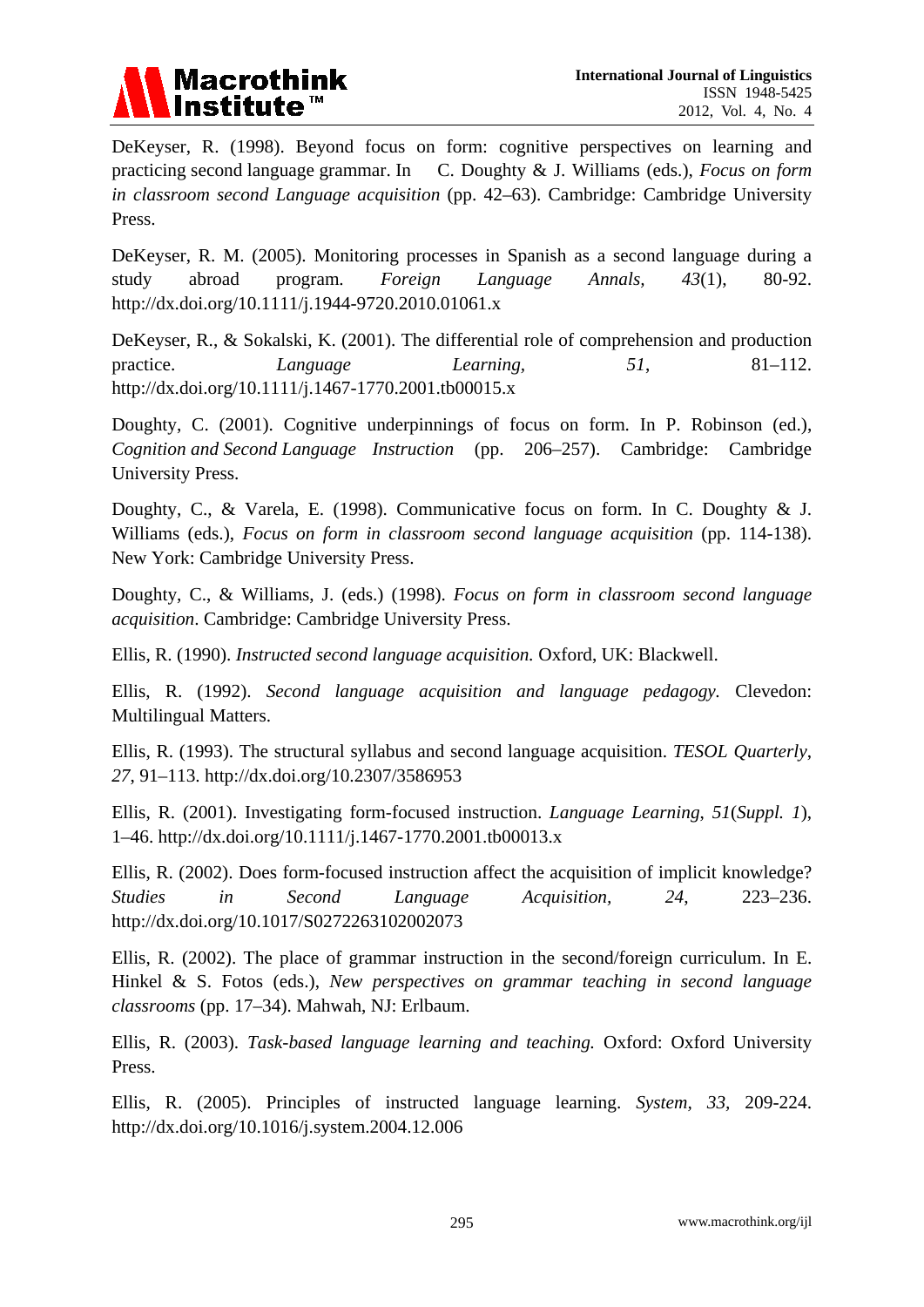DeKeyser, R. (1998). Beyond focus on form: cognitive perspectives on learning and practicing second language grammar. In C. Doughty & J. Williams (eds.), *Focus on form in classroom second Language acquisition* (pp. 42–63). Cambridge: Cambridge University Press.

DeKeyser, R. M. (2005). Monitoring processes in Spanish as a second language during a study abroad program. *Foreign Language Annals, 43*(1), 80-92. http://dx.doi.org/10.1111/j.1944-9720.2010.01061.x

DeKeyser, R., & Sokalski, K. (2001). The differential role of comprehension and production practice. *Language Learning, 51*, 81–112. http://dx.doi.org/10.1111/j.1467-1770.2001.tb00015.x

Doughty, C. (2001). Cognitive underpinnings of focus on form. In P. Robinson (ed.), *Cognition and Second Language Instruction* (pp. 206–257). Cambridge: Cambridge University Press.

Doughty, C., & Varela, E. (1998). Communicative focus on form. In C. Doughty & J. Williams (eds.), *Focus on form in classroom second language acquisition* (pp. 114-138). New York: Cambridge University Press.

Doughty, C., & Williams, J. (eds.) (1998). *Focus on form in classroom second language acquisition*. Cambridge: Cambridge University Press.

Ellis, R. (1990). *Instructed second language acquisition.* Oxford, UK: Blackwell.

Ellis, R. (1992). *Second language acquisition and language pedagogy.* Clevedon: Multilingual Matters.

Ellis, R. (1993). The structural syllabus and second language acquisition. *TESOL Quarterly, 27*, 91–113. http://dx.doi.org/10.2307/3586953

Ellis, R. (2001). Investigating form-focused instruction. *Language Learning, 51*(*Suppl. 1*), 1–46. http://dx.doi.org/10.1111/j.1467-1770.2001.tb00013.x

Ellis, R. (2002). Does form-focused instruction affect the acquisition of implicit knowledge? *Studies in Second Language Acquisition, 24*, 223–236. http://dx.doi.org/10.1017/S0272263102002073

Ellis, R. (2002). The place of grammar instruction in the second/foreign curriculum. In E. Hinkel & S. Fotos (eds.), *New perspectives on grammar teaching in second language classrooms* (pp. 17–34). Mahwah, NJ: Erlbaum.

Ellis, R. (2003). *Task-based language learning and teaching.* Oxford: Oxford University Press.

Ellis, R. (2005). Principles of instructed language learning. *System, 33*, 209-224. http://dx.doi.org/10.1016/j.system.2004.12.006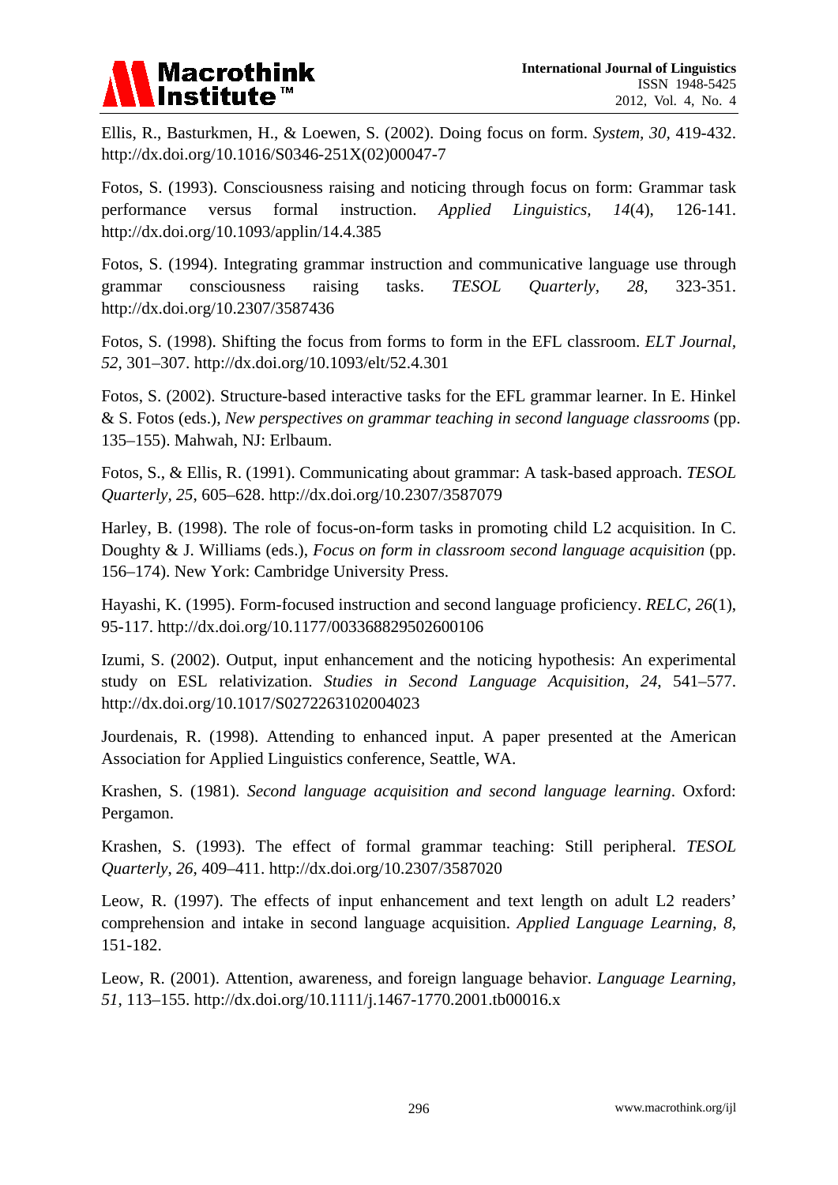Ellis, R., Basturkmen, H., & Loewen, S. (2002). Doing focus on form. *System*, *30*, 419-432. http://dx.doi.org/10.1016/S0346-251X(02)00047-7

Fotos, S. (1993). Consciousness raising and noticing through focus on form: Grammar task performance versus formal instruction. *Applied Linguistics*, *14*(4), 126-141. http://dx.doi.org/10.1093/applin/14.4.385

Fotos, S. (1994). Integrating grammar instruction and communicative language use through grammar consciousness raising tasks. *TESOL Quarterly*, *28*, 323-351. http://dx.doi.org/10.2307/3587436

Fotos, S. (1998). Shifting the focus from forms to form in the EFL classroom. *ELT Journal*, *52*, 301–307. http://dx.doi.org/10.1093/elt/52.4.301

Fotos, S. (2002). Structure-based interactive tasks for the EFL grammar learner. In E. Hinkel & S. Fotos (eds.), *New perspectives on grammar teaching in second language classrooms* (pp. 135–155). Mahwah, NJ: Erlbaum.

Fotos, S., & Ellis, R. (1991). Communicating about grammar: A task-based approach. *TESOL Quarterly, 25*, 605–628. http://dx.doi.org/10.2307/3587079

Harley, B. (1998). The role of focus-on-form tasks in promoting child L2 acquisition. In C. Doughty & J. Williams (eds.), *Focus on form in classroom second language acquisition* (pp. 156–174). New York: Cambridge University Press.

Hayashi, K. (1995). Form-focused instruction and second language proficiency. *RELC*, *26*(1), 95-117. http://dx.doi.org/10.1177/003368829502600106

Izumi, S. (2002). Output, input enhancement and the noticing hypothesis: An experimental study on ESL relativization. *Studies in Second Language Acquisition*, *24*, 541–577. http://dx.doi.org/10.1017/S0272263102004023

Jourdenais, R. (1998). Attending to enhanced input. A paper presented at the American Association for Applied Linguistics conference, Seattle, WA.

Krashen, S. (1981). *Second language acquisition and second language learning*. Oxford: Pergamon.

Krashen, S. (1993). The effect of formal grammar teaching: Still peripheral. *TESOL Quarterly*, *26*, 409–411. http://dx.doi.org/10.2307/3587020

Leow, R. (1997). The effects of input enhancement and text length on adult L2 readers' comprehension and intake in second language acquisition. *Applied Language Learning*, *8*, 151-182.

Leow, R. (2001). Attention, awareness, and foreign language behavior. *Language Learning*, *51*, 113–155. http://dx.doi.org/10.1111/j.1467-1770.2001.tb00016.x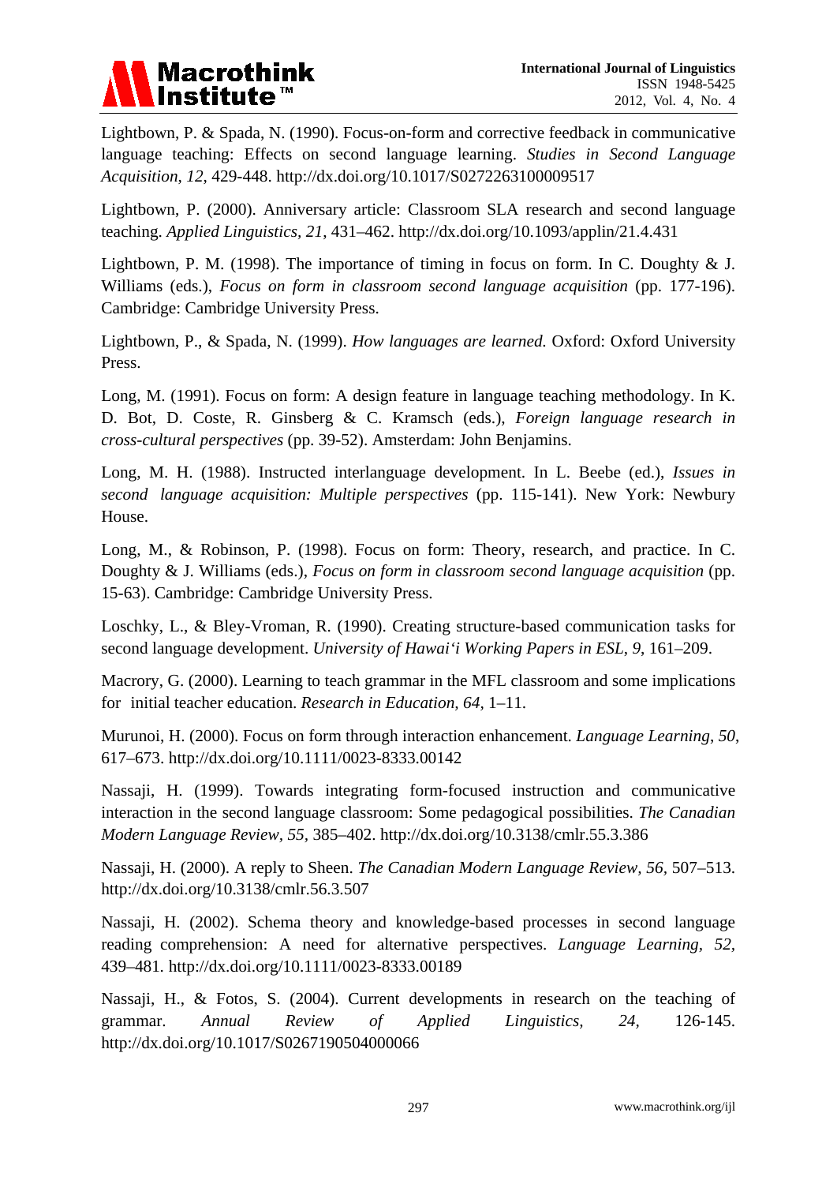Lightbown, P. & Spada, N. (1990). Focus-on-form and corrective feedback in communicative language teaching: Effects on second language learning. *Studies in Second Language Acquisition*, *12*, 429-448. http://dx.doi.org/10.1017/S0272263100009517

Lightbown, P. (2000). Anniversary article: Classroom SLA research and second language teaching. *Applied Linguistics, 21*, 431–462. http://dx.doi.org/10.1093/applin/21.4.431

Lightbown, P. M. (1998). The importance of timing in focus on form. In C. Doughty & J. Williams (eds.), *Focus on form in classroom second language acquisition* (pp. 177-196). Cambridge: Cambridge University Press.

Lightbown, P., & Spada, N. (1999). *How languages are learned.* Oxford: Oxford University Press.

Long, M. (1991). Focus on form: A design feature in language teaching methodology. In K. D. Bot, D. Coste, R. Ginsberg & C. Kramsch (eds.), *Foreign language research in cross-cultural perspectives* (pp. 39-52). Amsterdam: John Benjamins.

Long, M. H. (1988). Instructed interlanguage development. In L. Beebe (ed.), *Issues in second language acquisition: Multiple perspectives* (pp. 115-141). New York: Newbury House.

Long, M., & Robinson, P. (1998). Focus on form: Theory, research, and practice. In C. Doughty & J. Williams (eds.), *Focus on form in classroom second language acquisition* (pp. 15-63). Cambridge: Cambridge University Press.

Loschky, L., & Bley-Vroman, R. (1990). Creating structure-based communication tasks for second language development. *University of Hawai'i Working Papers in ESL*, *9*, 161–209.

Macrory, G. (2000). Learning to teach grammar in the MFL classroom and some implications for initial teacher education. *Research in Education, 64*, 1–11.

Murunoi, H. (2000). Focus on form through interaction enhancement. *Language Learning*, *50*, 617–673. http://dx.doi.org/10.1111/0023-8333.00142

Nassaji, H. (1999). Towards integrating form-focused instruction and communicative interaction in the second language classroom: Some pedagogical possibilities. *The Canadian Modern Language Review, 55*, 385–402. http://dx.doi.org/10.3138/cmlr.55.3.386

Nassaji, H. (2000). A reply to Sheen. *The Canadian Modern Language Review*, *56*, 507–513. http://dx.doi.org/10.3138/cmlr.56.3.507

Nassaji, H. (2002). Schema theory and knowledge-based processes in second language reading comprehension: A need for alternative perspectives. *Language Learning, 52*, 439–481. http://dx.doi.org/10.1111/0023-8333.00189

Nassaji, H., & Fotos, S. (2004). Current developments in research on the teaching of grammar. *Annual Review of Applied Linguistics, 24*, 126-145. http://dx.doi.org/10.1017/S0267190504000066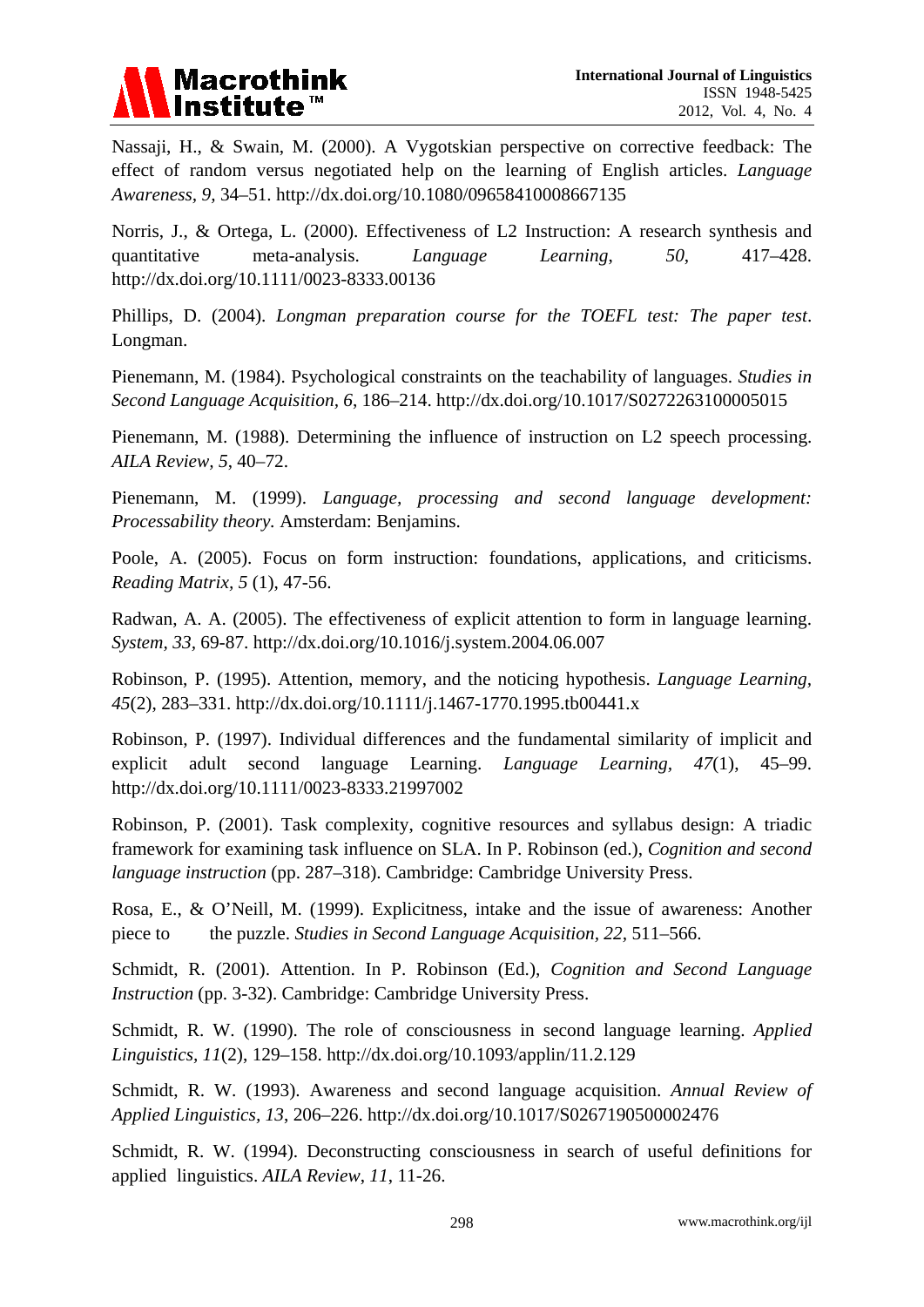Nassaji, H., & Swain, M. (2000). A Vygotskian perspective on corrective feedback: The effect of random versus negotiated help on the learning of English articles. *Language Awareness, 9,* 34–51. http://dx.doi.org/10.1080/09658410008667135

Norris, J., & Ortega, L. (2000). Effectiveness of L2 Instruction: A research synthesis and quantitative meta-analysis. *Language Learning*, *50*, 417–428. http://dx.doi.org/10.1111/0023-8333.00136

Phillips, D. (2004). *Longman preparation course for the TOEFL test: The paper test*. Longman.

Pienemann, M. (1984). Psychological constraints on the teachability of languages. *Studies in Second Language Acquisition, 6,* 186–214. http://dx.doi.org/10.1017/S0272263100005015

Pienemann, M. (1988). Determining the influence of instruction on L2 speech processing. *AILA Review, 5*, 40–72.

Pienemann, M. (1999). *Language, processing and second language development: Processability theory.* Amsterdam: Benjamins.

Poole, A. (2005). Focus on form instruction: foundations, applications, and criticisms. *Reading Matrix, 5* (1), 47-56.

Radwan, A. A. (2005). The effectiveness of explicit attention to form in language learning. *System, 33,* 69-87. http://dx.doi.org/10.1016/j.system.2004.06.007

Robinson, P. (1995). Attention, memory, and the noticing hypothesis. *Language Learning, 45*(2), 283–331. http://dx.doi.org/10.1111/j.1467-1770.1995.tb00441.x

Robinson, P. (1997). Individual differences and the fundamental similarity of implicit and explicit adult second language Learning. *Language Learning, 47*(1), 45–99. http://dx.doi.org/10.1111/0023-8333.21997002

Robinson, P. (2001). Task complexity, cognitive resources and syllabus design: A triadic framework for examining task influence on SLA. In P. Robinson (ed.), *Cognition and second language instruction* (pp. 287–318). Cambridge: Cambridge University Press.

Rosa, E., & O'Neill, M. (1999). Explicitness, intake and the issue of awareness: Another piece to the puzzle. *Studies in Second Language Acquisition, 22,* 511–566.

Schmidt, R. (2001). Attention. In P. Robinson (Ed.), *Cognition and Second Language Instruction* (pp. 3-32). Cambridge: Cambridge University Press.

Schmidt, R. W. (1990). The role of consciousness in second language learning. *Applied Linguistics, 11*(2), 129–158. http://dx.doi.org/10.1093/applin/11.2.129

Schmidt, R. W. (1993). Awareness and second language acquisition. *Annual Review of Applied Linguistics*, *13*, 206–226. http://dx.doi.org/10.1017/S0267190500002476

Schmidt, R. W. (1994). Deconstructing consciousness in search of useful definitions for applied linguistics. *AILA Review*, *11*, 11-26.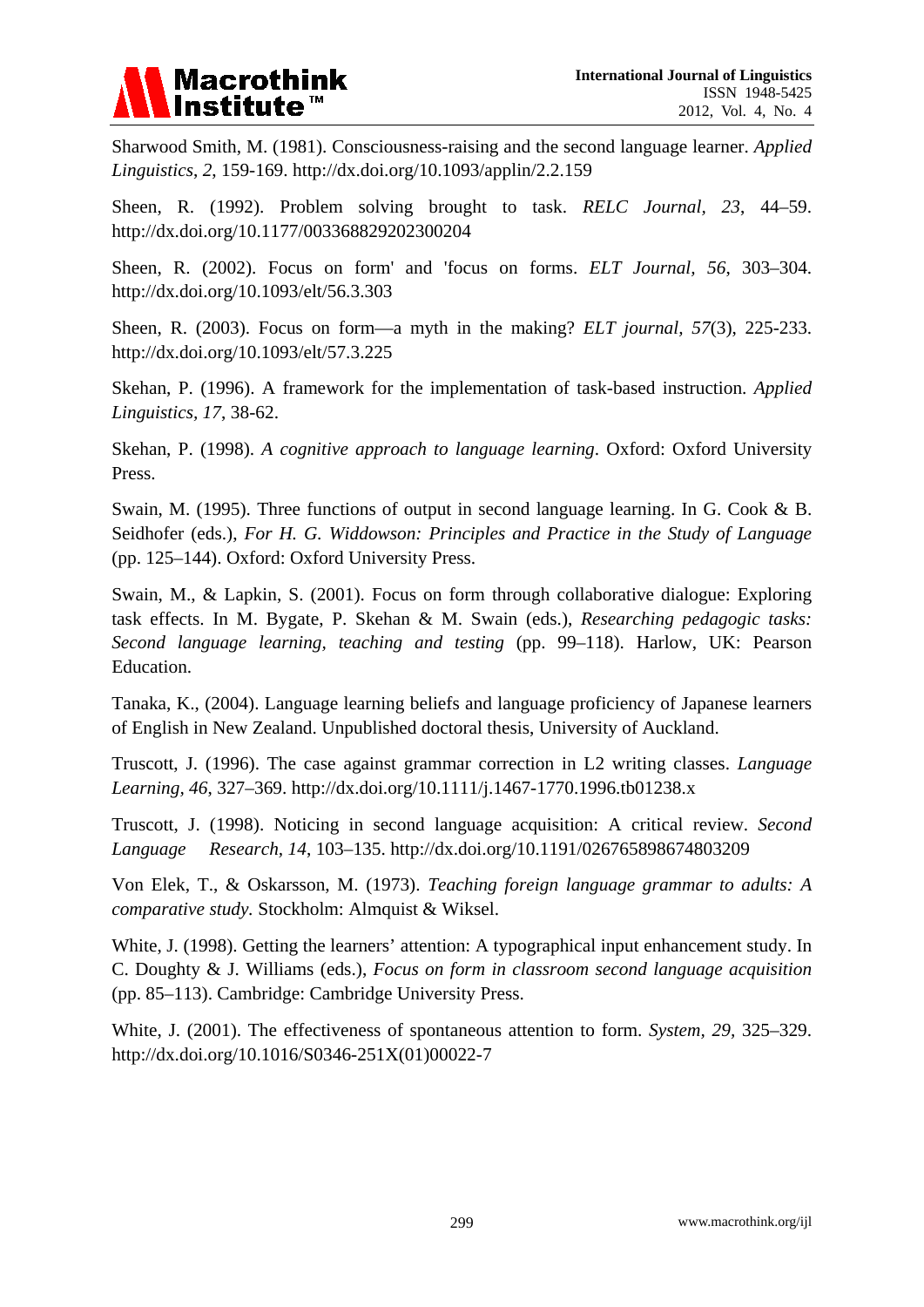Sharwood Smith, M. (1981). Consciousness-raising and the second language learner. *Applied Linguistics*, *2*, 159-169. http://dx.doi.org/10.1093/applin/2.2.159

Sheen, R. (1992). Problem solving brought to task. *RELC Journal*, *23*, 44–59. http://dx.doi.org/10.1177/003368829202300204

Sheen, R. (2002). Focus on form' and 'focus on forms. *ELT Journal*, *56*, 303–304. http://dx.doi.org/10.1093/elt/56.3.303

Sheen, R. (2003). Focus on form—a myth in the making? *ELT journal*, *57*(3), 225-233. http://dx.doi.org/10.1093/elt/57.3.225

Skehan, P. (1996). A framework for the implementation of task-based instruction. *Applied Linguistics, 17*, 38-62.

Skehan, P. (1998). *A cognitive approach to language learning*. Oxford: Oxford University Press.

Swain, M. (1995). Three functions of output in second language learning. In G. Cook & B. Seidhofer (eds.), *For H. G. Widdowson: Principles and Practice in the Study of Language* (pp. 125–144). Oxford: Oxford University Press.

Swain, M., & Lapkin, S. (2001). Focus on form through collaborative dialogue: Exploring task effects. In M. Bygate, P. Skehan & M. Swain (eds.), *Researching pedagogic tasks: Second language learning, teaching and testing* (pp. 99–118). Harlow, UK: Pearson Education.

Tanaka, K., (2004). Language learning beliefs and language proficiency of Japanese learners of English in New Zealand. Unpublished doctoral thesis, University of Auckland.

Truscott, J. (1996). The case against grammar correction in L2 writing classes. *Language Learning*, *46*, 327–369. http://dx.doi.org/10.1111/j.1467-1770.1996.tb01238.x

Truscott, J. (1998). Noticing in second language acquisition: A critical review. *Second Language Research*, *14*, 103–135. http://dx.doi.org/10.1191/026765898674803209

Von Elek, T., & Oskarsson, M. (1973). *Teaching foreign language grammar to adults: A comparative study.* Stockholm: Almquist & Wiksel.

White, J. (1998). Getting the learners' attention: A typographical input enhancement study. In C. Doughty & J. Williams (eds.), *Focus on form in classroom second language acquisition* (pp. 85–113). Cambridge: Cambridge University Press.

White, J. (2001). The effectiveness of spontaneous attention to form. *System*, *29*, 325–329. http://dx.doi.org/10.1016/S0346-251X(01)00022-7